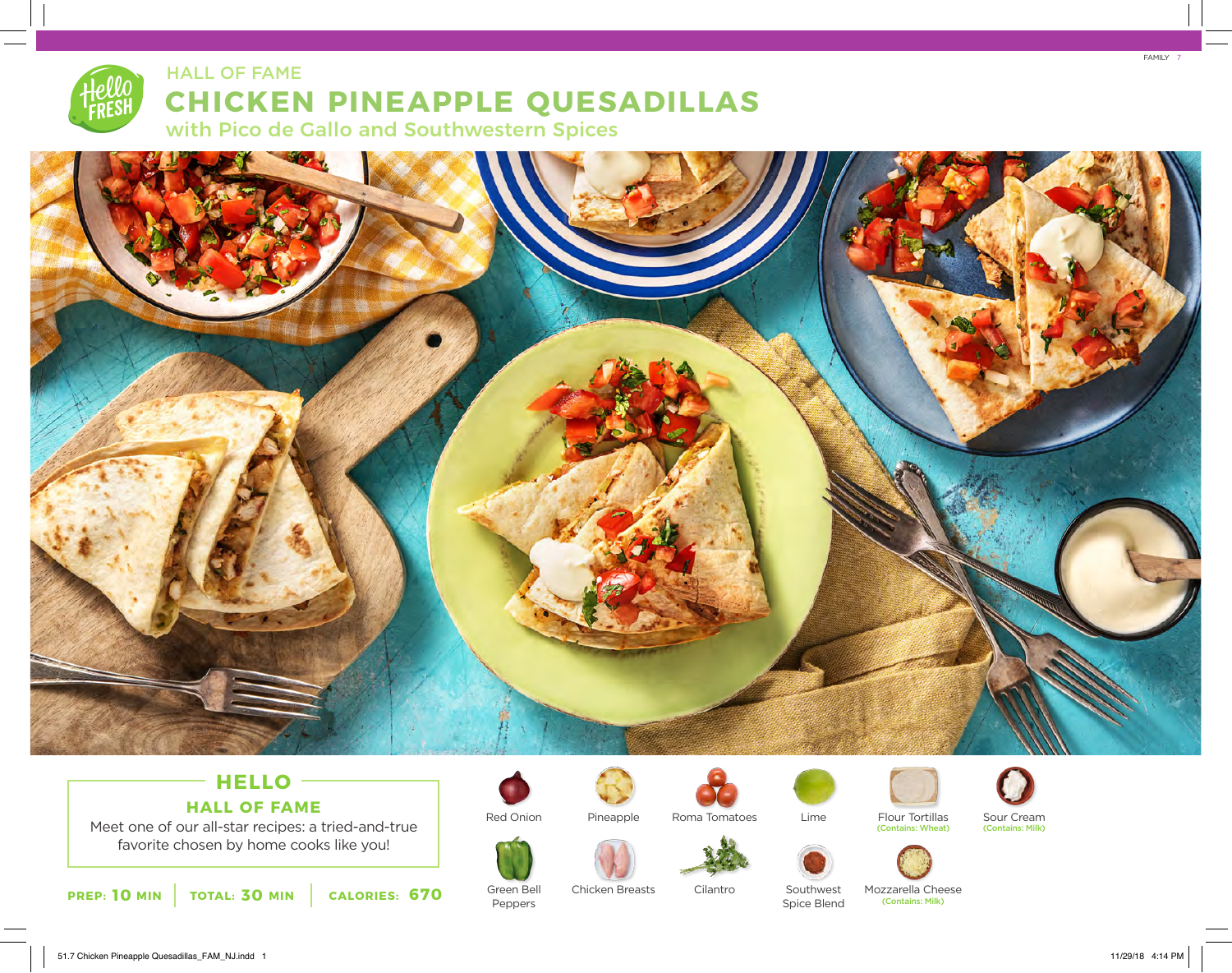HALL OF FAME

# CHICKEN PINEAPPLE QUESADILLAS

## with Pico de Gallo and Southwestern Spices

## HELLO

### HALL OF FAME

Meet one of our all-star recipes: a tried-and-true favorite chosen by home cooks like you!

**PREP: 10 MIN** | **TOTAL: 30 MIN** | **CALORIES: 670**

- Red Onion
- Pineapple
- Roma Tomatoes
- Lime
- Flour Tortillas (Contains: Wheat)
- Sour Cream (Contains: Milk)
- Green Bell Peppers
- Chicken Breasts
- Cilantro
- Southwest Spice Blend
- Mozzarella Cheese (Contains: Milk)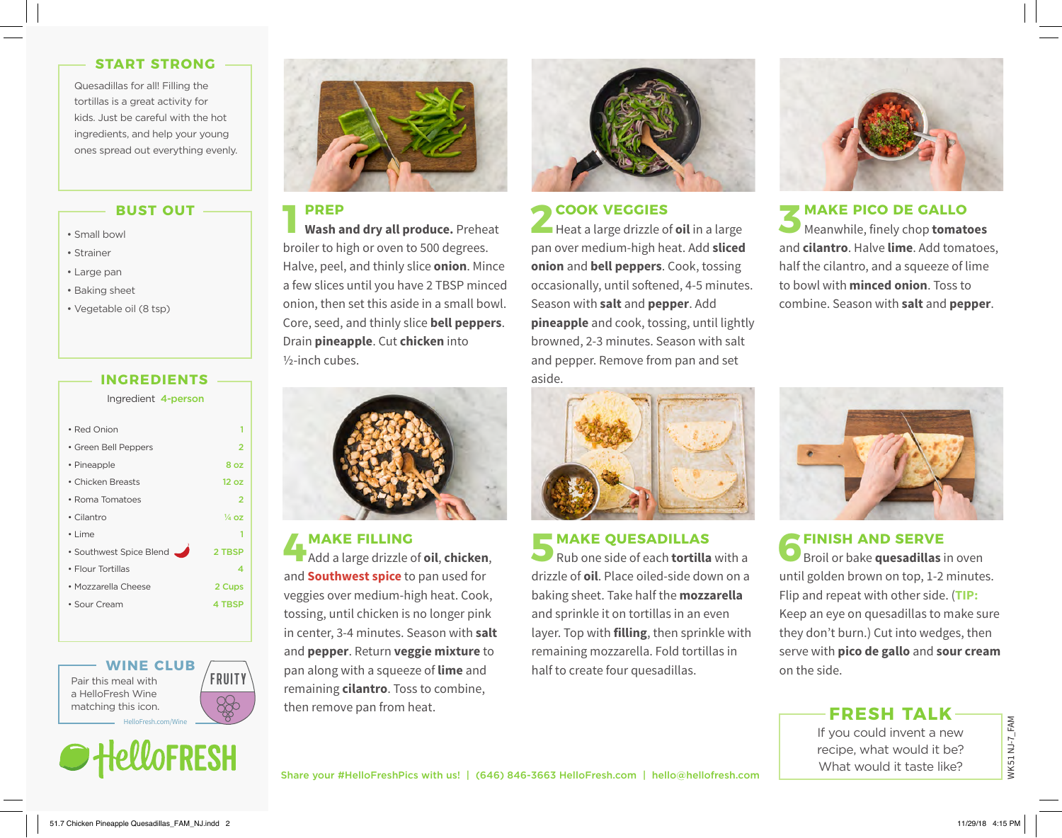## START STRONG

Quesadillas for all! Filling the tortillas is a great activity for kids. Just be careful with the hot ingredients, and help your young ones spread out everything evenly.

## BUST OUT

- Small bowl
- Strainer
- Large pan
- Baking sheet
- Vegetable oil (8 tsp)

## INGREDIENTS

| Ingredient | 4-person |
| --- | --- |
| Red Onion | 1 |
| Green Bell Peppers | 2 |
| Pineapple | 8 oz |
| Chicken Breasts | 12 oz |
| Roma Tomatoes | 2 |
| Cilantro | ¼ oz |
| Lime | 1 |
| Southwest Spice Blend | 2 TBSP |
| Flour Tortillas | 4 |
| Mozzarella Cheese | 2 Cups |
| Sour Cream | 4 TBSP |

## WINE CLUB

Pair this meal with a HelloFresh Wine matching this icon.

FRUITY

HelloFresh.com/Wine

HelloFRESH

## 1 PREP

**Wash and dry all produce.** Preheat broiler to high or oven to 500 degrees. Halve, peel, and thinly slice **onion**. Mince a few slices until you have 2 TBSP minced onion, then set this aside in a small bowl. Core, seed, and thinly slice **bell peppers**. Drain **pineapple**. Cut **chicken** into ½-inch cubes.

## 2 COOK VEGGIES

Heat a large drizzle of **oil** in a large pan over medium-high heat. Add **sliced onion** and **bell peppers**. Cook, tossing occasionally, until softened, 4-5 minutes. Season with **salt** and **pepper**. Add **pineapple** and cook, tossing, until lightly browned, 2-3 minutes. Season with salt and pepper. Remove from pan and set aside.

## 3 MAKE PICO DE GALLO

Meanwhile, finely chop **tomatoes** and **cilantro**. Halve **lime**. Add tomatoes, half the cilantro, and a squeeze of lime to bowl with **minced onion**. Toss to combine. Season with **salt** and **pepper**.

## 4 MAKE FILLING

Add a large drizzle of **oil**, **chicken**, and **Southwest spice** to pan used for veggies over medium-high heat. Cook, tossing, until chicken is no longer pink in center, 3-4 minutes. Season with **salt** and **pepper**. Return **veggie mixture** to pan along with a squeeze of **lime** and remaining **cilantro**. Toss to combine, then remove pan from heat.

## 5 MAKE QUESADILLAS

Rub one side of each **tortilla** with a drizzle of **oil**. Place oiled-side down on a baking sheet. Take half the **mozzarella** and sprinkle it on tortillas in an even layer. Top with **filling**, then sprinkle with remaining mozzarella. Fold tortillas in half to create four quesadillas.

## 6 FINISH AND SERVE

Broil or bake **quesadillas** in oven until golden brown on top, 1-2 minutes. Flip and repeat with other side. (**TIP:** Keep an eye on quesadillas to make sure they don't burn.) Cut into wedges, then serve with **pico de gallo** and **sour cream** on the side.

## FRESH TALK

If you could invent a new recipe, what would it be? What would it taste like?

Share your #HelloFreshPics with us! | (646) 846-3663 HelloFresh.com | hello@hellofresh.com

WK51 NJ-7_FAM